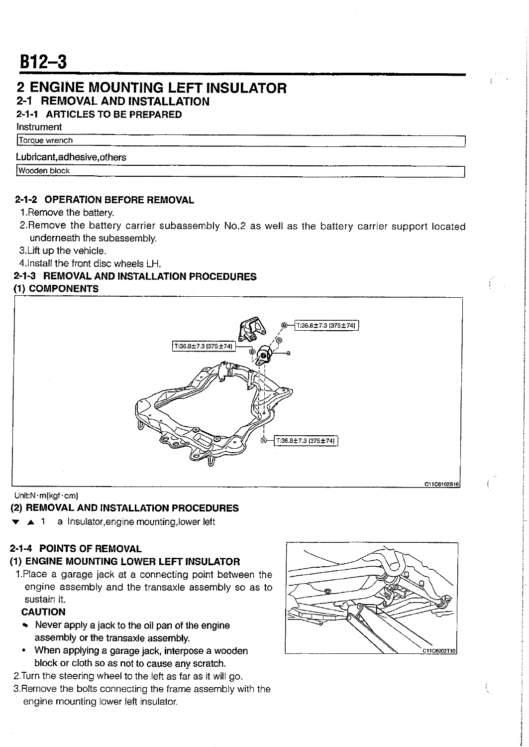# B12-3

## 2 ENGINE MOUNTING LEFT INSULATOR

### 2-1 REMOVAL AND INSTALLATION

#### 2-1-1 ARTICLES TO BE PREPARED

Instrument

| Torque wrench |
|---|

Lubricant,adhesive,others

| Wooden block |
|---|

#### 2-1-2 OPERATION BEFORE REMOVAL

1. Remove the battery.
2. Remove the battery carrier subassembly No.2 as well as the battery carrier support located underneath the subassembly.
3. Lift up the vehicle.
4. Install the front disc wheels LH.

#### 2-1-3 REMOVAL AND INSTALLATION PROCEDURES

**(1) COMPONENTS**

T:36.8±7.3 {375±74}

T:36.8±7.3 {375±74}

T:36.8±7.3 {375±74}

C11C6102S16

Unit:N·m{kgf·cm}

**(2) REMOVAL AND INSTALLATION PROCEDURES**

▼ ▲ 1 a Insulator,engine mounting,lower left

#### 2-1-4 POINTS OF REMOVAL

**(1) ENGINE MOUNTING LOWER LEFT INSULATOR**

1. Place a garage jack at a connecting point between the engine assembly and the transaxle assembly so as to sustain it.

   **CAUTION**

   - Never apply a jack to the oil pan of the engine assembly or the transaxle assembly.
   - When applying a garage jack, interpose a wooden block or cloth so as not to cause any scratch.

2. Turn the steering wheel to the left as far as it will go.
3. Remove the bolts connecting the frame assembly with the engine mounting lower left insulator.

C11C6002T10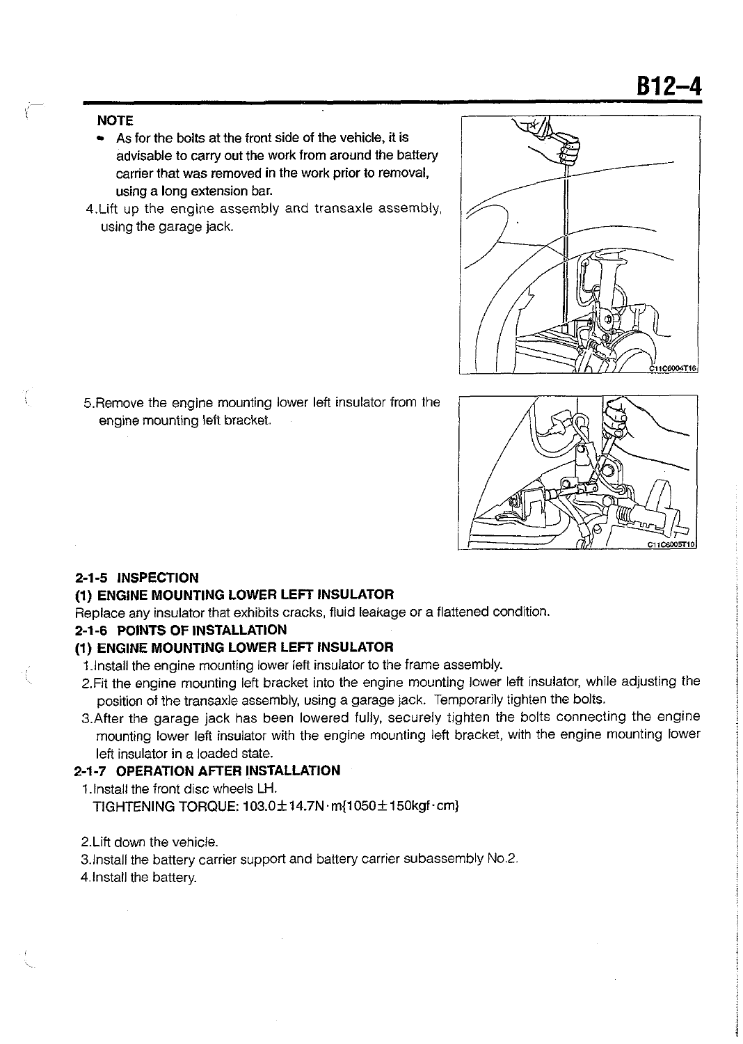**NOTE**

- As for the bolts at the front side of the vehicle, it is advisable to carry out the work from around the battery carrier that was removed in the work prior to removal, using a long extension bar.

4.Lift up the engine assembly and transaxle assembly, using the garage jack.

5.Remove the engine mounting lower left insulator from the engine mounting left bracket.

### 2-1-5 INSPECTION

#### (1) ENGINE MOUNTING LOWER LEFT INSULATOR

Replace any insulator that exhibits cracks, fluid leakage or a flattened condition.

### 2-1-6 POINTS OF INSTALLATION

#### (1) ENGINE MOUNTING LOWER LEFT INSULATOR

1.Install the engine mounting lower left insulator to the frame assembly.

2.Fit the engine mounting left bracket into the engine mounting lower left insulator, while adjusting the position of the transaxle assembly, using a garage jack. Temporarily tighten the bolts.

3.After the garage jack has been lowered fully, securely tighten the bolts connecting the engine mounting lower left insulator with the engine mounting left bracket, with the engine mounting lower left insulator in a loaded state.

### 2-1-7 OPERATION AFTER INSTALLATION

1.Install the front disc wheels LH.

TIGHTENING TORQUE: $103.0 \pm 14.7$N·m{$1050 \pm 150$kgf·cm}

2.Lift down the vehicle.

3.Install the battery carrier support and battery carrier subassembly No.2.

4.Install the battery.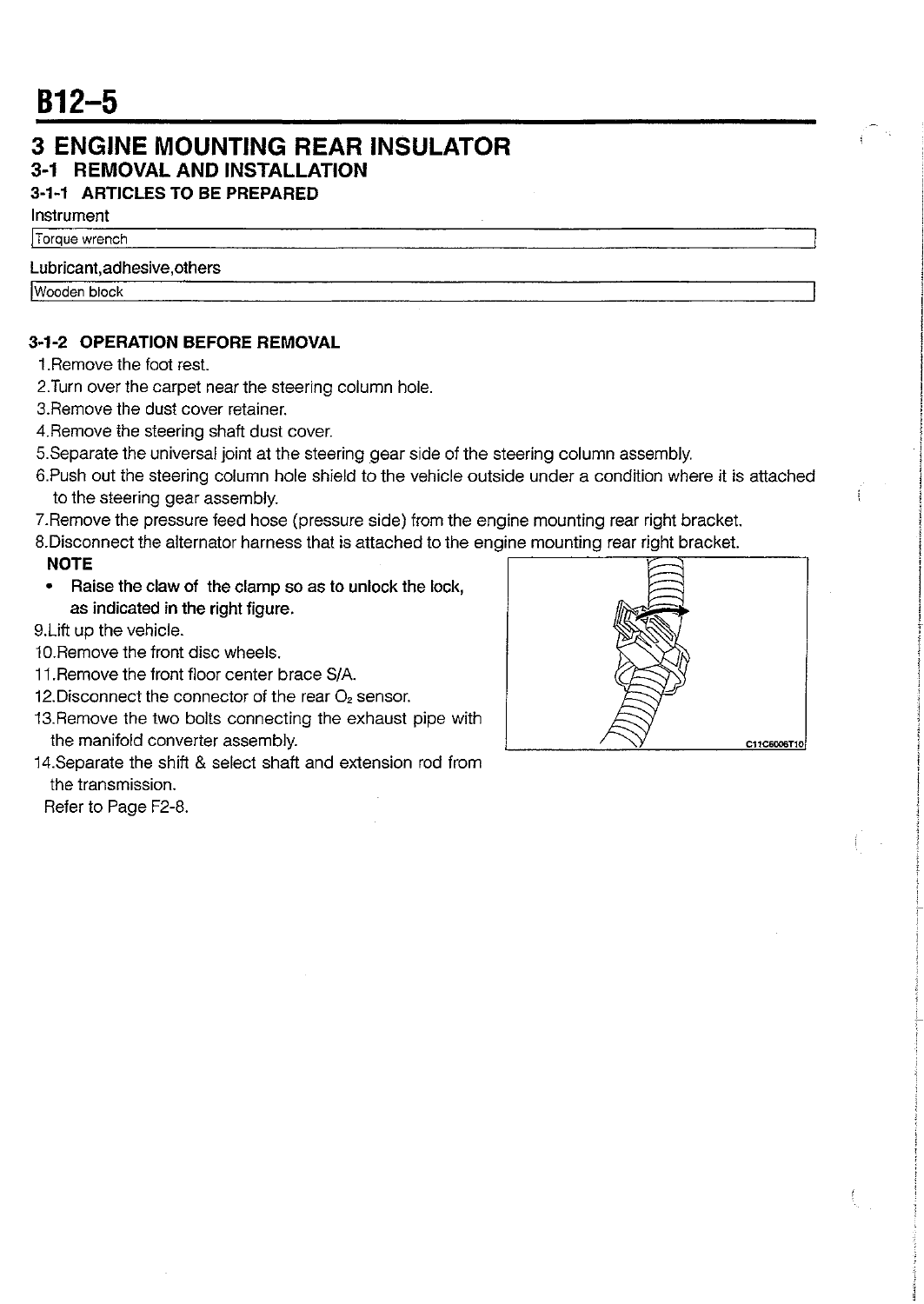# B12-5

## 3 ENGINE MOUNTING REAR INSULATOR

### 3-1 REMOVAL AND INSTALLATION

#### 3-1-1 ARTICLES TO BE PREPARED

Instrument

| Torque wrench |
|---|

Lubricant,adhesive,others

| Wooden block |
|---|

#### 3-1-2 OPERATION BEFORE REMOVAL

1. Remove the foot rest.
2. Turn over the carpet near the steering column hole.
3. Remove the dust cover retainer.
4. Remove the steering shaft dust cover.
5. Separate the universal joint at the steering gear side of the steering column assembly.
6. Push out the steering column hole shield to the vehicle outside under a condition where it is attached to the steering gear assembly.
7. Remove the pressure feed hose (pressure side) from the engine mounting rear right bracket.
8. Disconnect the alternator harness that is attached to the engine mounting rear right bracket.

   **NOTE**
   - **Raise the claw of the clamp so as to unlock the lock, as indicated in the right figure.**

C11C6006T10

9. Lift up the vehicle.
10. Remove the front disc wheels.
11. Remove the front floor center brace S/A.
12. Disconnect the connector of the rear $O_2$ sensor.
13. Remove the two bolts connecting the exhaust pipe with the manifold converter assembly.
14. Separate the shift & select shaft and extension rod from the transmission.

    Refer to Page F2-8.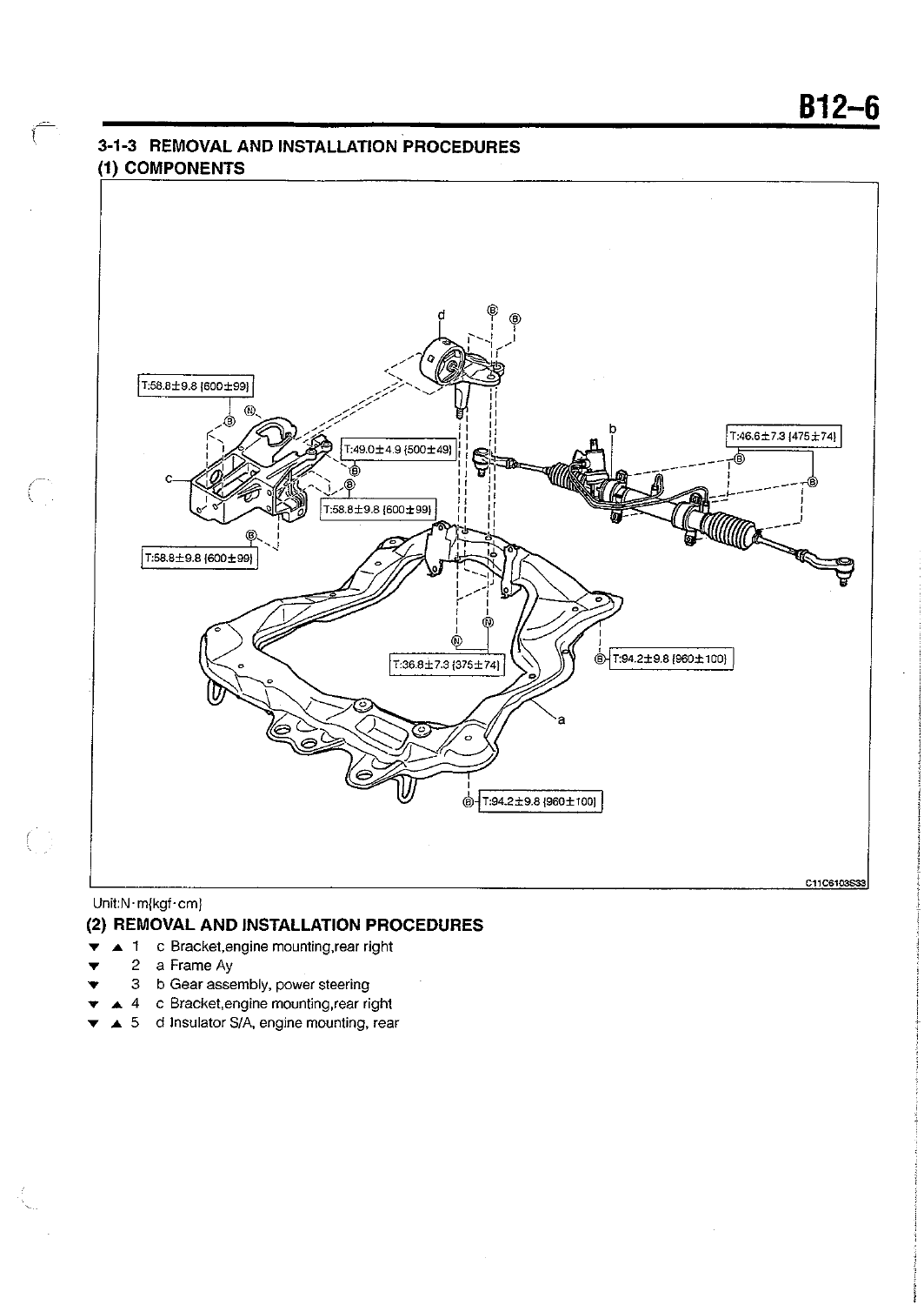### 3-1-3 REMOVAL AND INSTALLATION PROCEDURES

#### (1) COMPONENTS

Unit:N·m{kgf·cm}

#### (2) REMOVAL AND INSTALLATION PROCEDURES

- ▼ ▲ 1 c Bracket,engine mounting,rear right
- ▼ 2 a Frame Ay
- ▼ 3 b Gear assembly, power steering
- ▼ ▲ 4 c Bracket,engine mounting,rear right
- ▼ ▲ 5 d Insulator S/A, engine mounting, rear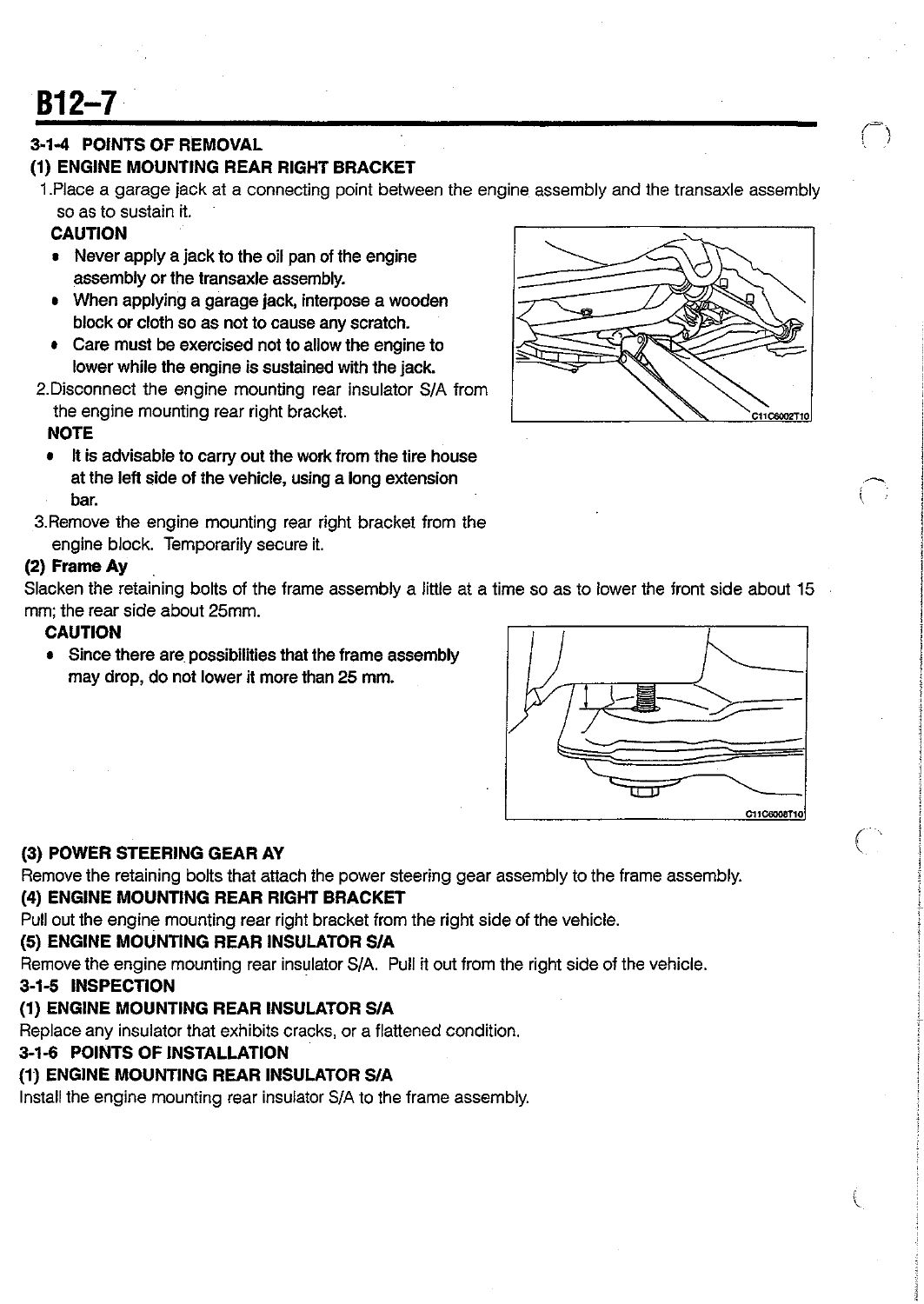### 3-1-4 POINTS OF REMOVAL

#### (1) ENGINE MOUNTING REAR RIGHT BRACKET

1. Place a garage jack at a connecting point between the engine assembly and the transaxle assembly so as to sustain it.

   **CAUTION**
   - **Never apply a jack to the oil pan of the engine assembly or the transaxle assembly.**
   - **When applying a garage jack, interpose a wooden block or cloth so as not to cause any scratch.**
   - **Care must be exercised not to allow the engine to lower while the engine is sustained with the jack.**

2. Disconnect the engine mounting rear insulator S/A from the engine mounting rear right bracket.

   **NOTE**
   - **It is advisable to carry out the work from the tire house at the left side of the vehicle, using a long extension bar.**

3. Remove the engine mounting rear right bracket from the engine block. Temporarily secure it.

C11C6002T10

#### (2) Frame Ay

Slacken the retaining bolts of the frame assembly a little at a time so as to lower the front side about 15 mm; the rear side about 25mm.

**CAUTION**
- **Since there are possibilities that the frame assembly may drop, do not lower it more than 25 mm.**

C11C6008T10

#### (3) POWER STEERING GEAR AY

Remove the retaining bolts that attach the power steering gear assembly to the frame assembly.

#### (4) ENGINE MOUNTING REAR RIGHT BRACKET

Pull out the engine mounting rear right bracket from the right side of the vehicle.

#### (5) ENGINE MOUNTING REAR INSULATOR S/A

Remove the engine mounting rear insulator S/A. Pull it out from the right side of the vehicle.

### 3-1-5 INSPECTION

#### (1) ENGINE MOUNTING REAR INSULATOR S/A

Replace any insulator that exhibits cracks, or a flattened condition.

### 3-1-6 POINTS OF INSTALLATION

#### (1) ENGINE MOUNTING REAR INSULATOR S/A

Install the engine mounting rear insulator S/A to the frame assembly.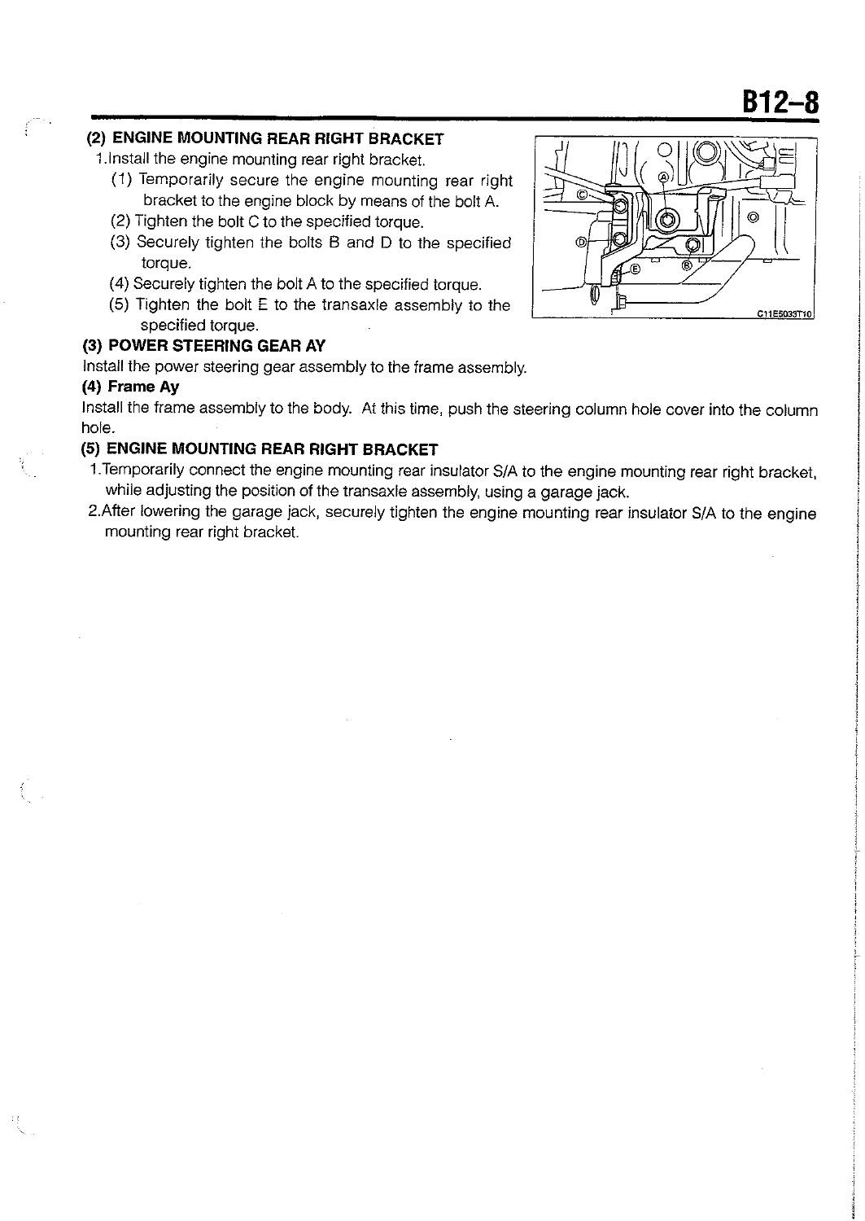### (2) ENGINE MOUNTING REAR RIGHT BRACKET

1. Install the engine mounting rear right bracket.
   (1) Temporarily secure the engine mounting rear right bracket to the engine block by means of the bolt A.
   (2) Tighten the bolt C to the specified torque.
   (3) Securely tighten the bolts B and D to the specified torque.
   (4) Securely tighten the bolt A to the specified torque.
   (5) Tighten the bolt E to the transaxle assembly to the specified torque.

C11E5033T10

### (3) POWER STEERING GEAR AY

Install the power steering gear assembly to the frame assembly.

### (4) Frame Ay

Install the frame assembly to the body. At this time, push the steering column hole cover into the column hole.

### (5) ENGINE MOUNTING REAR RIGHT BRACKET

1. Temporarily connect the engine mounting rear insulator S/A to the engine mounting rear right bracket, while adjusting the position of the transaxle assembly, using a garage jack.
2. After lowering the garage jack, securely tighten the engine mounting rear insulator S/A to the engine mounting rear right bracket.